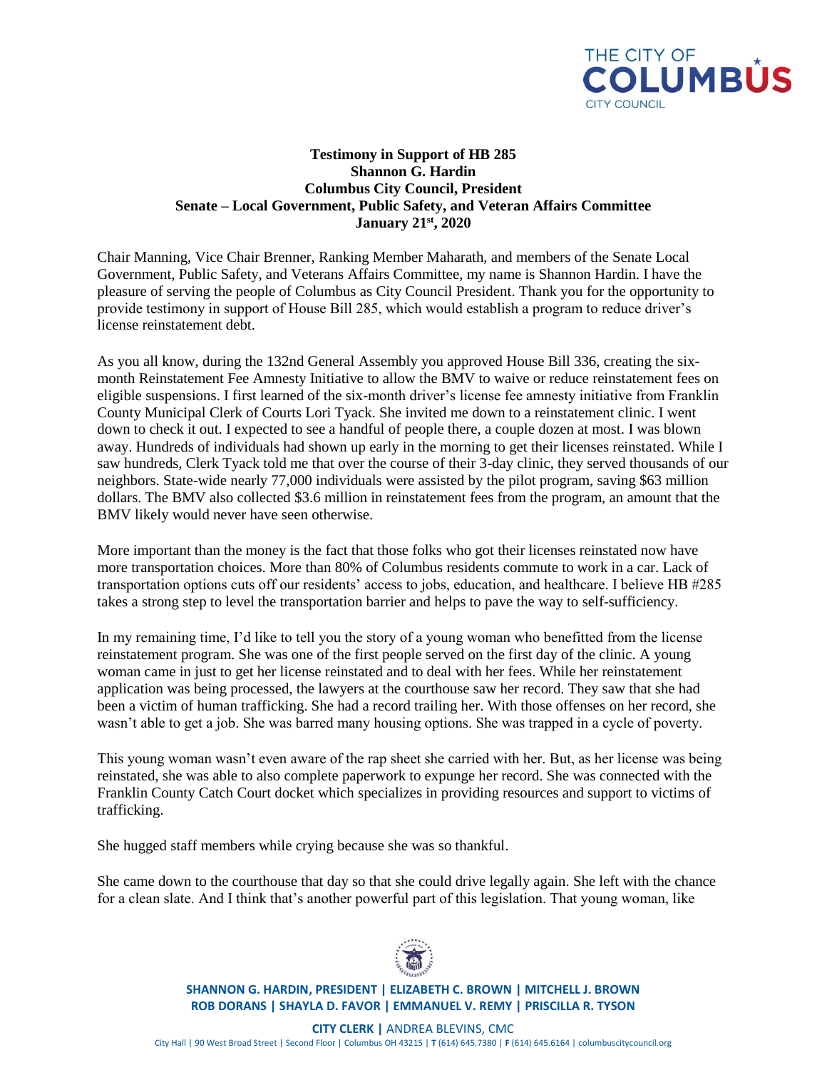THE CITY OF COLUMBUS CITY COUNCIL

**Testimony in Support of HB 285**
**Shannon G. Hardin**
**Columbus City Council, President**
**Senate – Local Government, Public Safety, and Veteran Affairs Committee**
**January 21st, 2020**

Chair Manning, Vice Chair Brenner, Ranking Member Maharath, and members of the Senate Local Government, Public Safety, and Veterans Affairs Committee, my name is Shannon Hardin. I have the pleasure of serving the people of Columbus as City Council President. Thank you for the opportunity to provide testimony in support of House Bill 285, which would establish a program to reduce driver's license reinstatement debt.

As you all know, during the 132nd General Assembly you approved House Bill 336, creating the six-month Reinstatement Fee Amnesty Initiative to allow the BMV to waive or reduce reinstatement fees on eligible suspensions. I first learned of the six-month driver's license fee amnesty initiative from Franklin County Municipal Clerk of Courts Lori Tyack. She invited me down to a reinstatement clinic. I went down to check it out. I expected to see a handful of people there, a couple dozen at most. I was blown away. Hundreds of individuals had shown up early in the morning to get their licenses reinstated. While I saw hundreds, Clerk Tyack told me that over the course of their 3-day clinic, they served thousands of our neighbors. State-wide nearly 77,000 individuals were assisted by the pilot program, saving $63 million dollars. The BMV also collected $3.6 million in reinstatement fees from the program, an amount that the BMV likely would never have seen otherwise.

More important than the money is the fact that those folks who got their licenses reinstated now have more transportation choices. More than 80% of Columbus residents commute to work in a car. Lack of transportation options cuts off our residents' access to jobs, education, and healthcare. I believe HB #285 takes a strong step to level the transportation barrier and helps to pave the way to self-sufficiency.

In my remaining time, I'd like to tell you the story of a young woman who benefitted from the license reinstatement program. She was one of the first people served on the first day of the clinic. A young woman came in just to get her license reinstated and to deal with her fees. While her reinstatement application was being processed, the lawyers at the courthouse saw her record. They saw that she had been a victim of human trafficking. She had a record trailing her. With those offenses on her record, she wasn't able to get a job. She was barred many housing options. She was trapped in a cycle of poverty.

This young woman wasn't even aware of the rap sheet she carried with her. But, as her license was being reinstated, she was able to also complete paperwork to expunge her record. She was connected with the Franklin County Catch Court docket which specializes in providing resources and support to victims of trafficking.

She hugged staff members while crying because she was so thankful.

She came down to the courthouse that day so that she could drive legally again. She left with the chance for a clean slate. And I think that's another powerful part of this legislation. That young woman, like

**SHANNON G. HARDIN, PRESIDENT | ELIZABETH C. BROWN | MITCHELL J. BROWN**
**ROB DORANS | SHAYLA D. FAVOR | EMMANUEL V. REMY | PRISCILLA R. TYSON**

**CITY CLERK |** ANDREA BLEVINS, CMC
City Hall | 90 West Broad Street | Second Floor | Columbus OH 43215 | **T** (614) 645.7380 | **F** (614) 645.6164 | columbuscitycouncil.org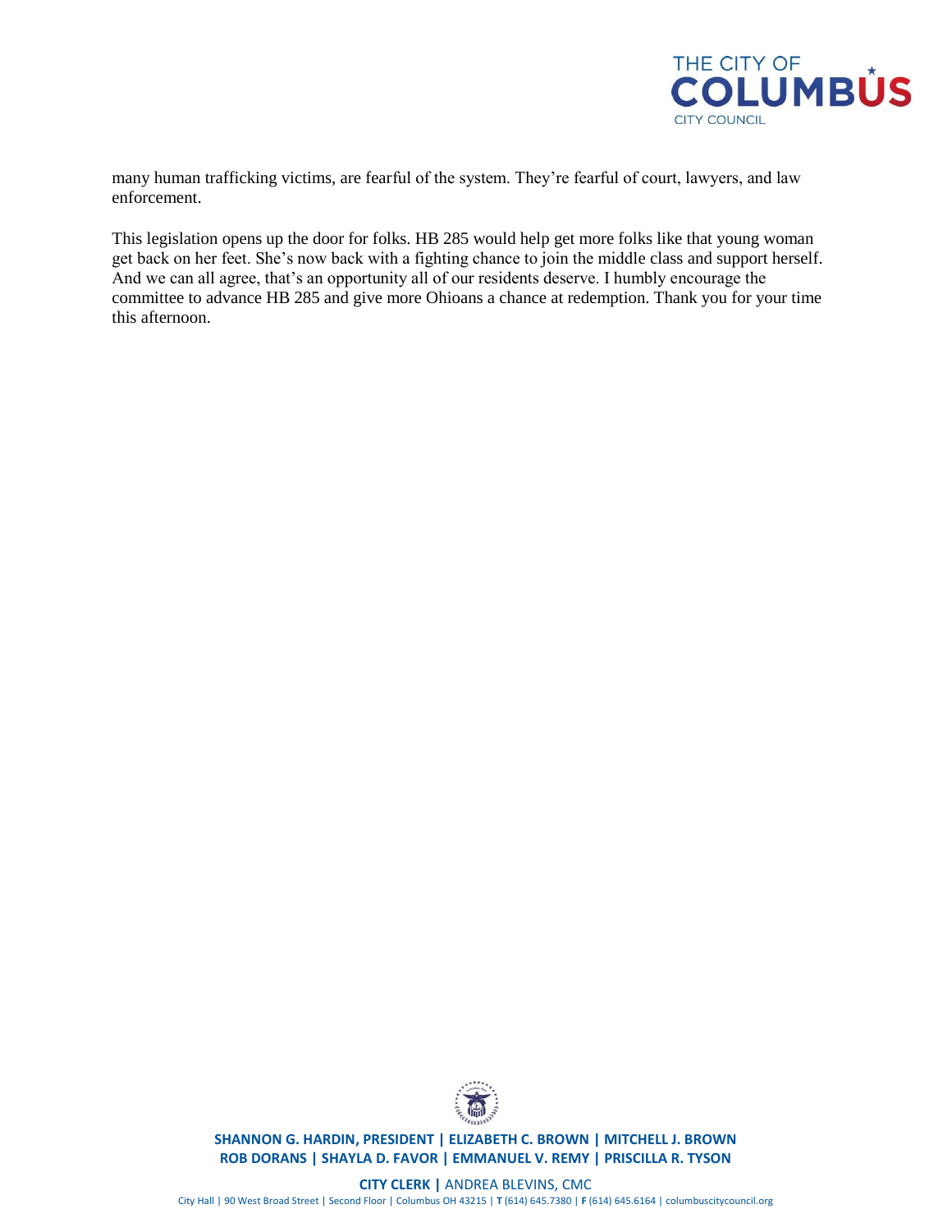many human trafficking victims, are fearful of the system. They're fearful of court, lawyers, and law enforcement.

This legislation opens up the door for folks. HB 285 would help get more folks like that young woman get back on her feet. She's now back with a fighting chance to join the middle class and support herself. And we can all agree, that's an opportunity all of our residents deserve. I humbly encourage the committee to advance HB 285 and give more Ohioans a chance at redemption. Thank you for your time this afternoon.